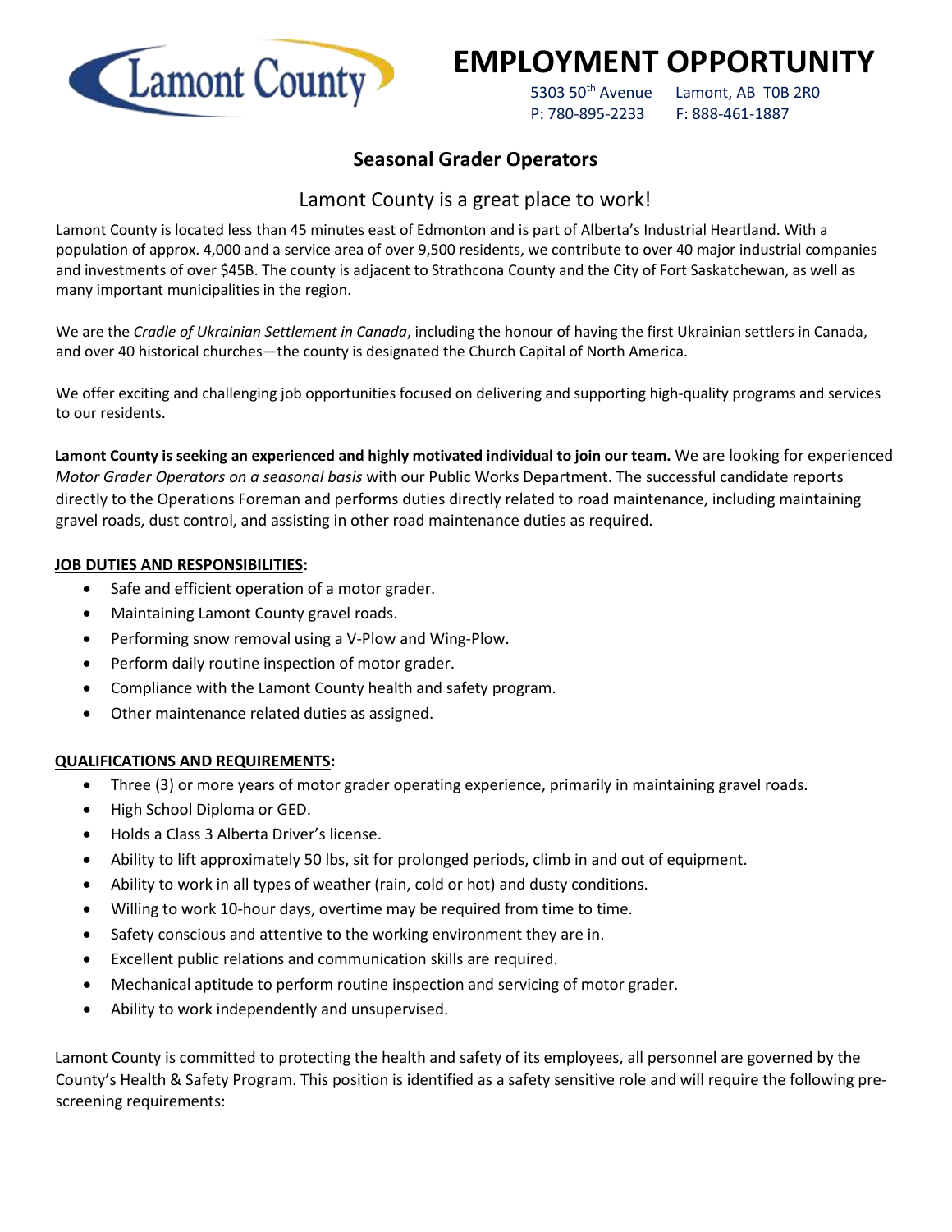Lamont County

# EMPLOYMENT OPPORTUNITY

5303 50th Avenue Lamont, AB T0B 2R0
P: 780-895-2233 F: 888-461-1887

## Seasonal Grader Operators

### Lamont County is a great place to work!

Lamont County is located less than 45 minutes east of Edmonton and is part of Alberta's Industrial Heartland. With a population of approx. 4,000 and a service area of over 9,500 residents, we contribute to over 40 major industrial companies and investments of over $45B. The county is adjacent to Strathcona County and the City of Fort Saskatchewan, as well as many important municipalities in the region.

We are the *Cradle of Ukrainian Settlement in Canada*, including the honour of having the first Ukrainian settlers in Canada, and over 40 historical churches—the county is designated the Church Capital of North America.

We offer exciting and challenging job opportunities focused on delivering and supporting high-quality programs and services to our residents.

**Lamont County is seeking an experienced and highly motivated individual to join our team.** We are looking for experienced *Motor Grader Operators on a seasonal basis* with our Public Works Department. The successful candidate reports directly to the Operations Foreman and performs duties directly related to road maintenance, including maintaining gravel roads, dust control, and assisting in other road maintenance duties as required.

**JOB DUTIES AND RESPONSIBILITIES:**

- Safe and efficient operation of a motor grader.
- Maintaining Lamont County gravel roads.
- Performing snow removal using a V-Plow and Wing-Plow.
- Perform daily routine inspection of motor grader.
- Compliance with the Lamont County health and safety program.
- Other maintenance related duties as assigned.

**QUALIFICATIONS AND REQUIREMENTS:**

- Three (3) or more years of motor grader operating experience, primarily in maintaining gravel roads.
- High School Diploma or GED.
- Holds a Class 3 Alberta Driver's license.
- Ability to lift approximately 50 lbs, sit for prolonged periods, climb in and out of equipment.
- Ability to work in all types of weather (rain, cold or hot) and dusty conditions.
- Willing to work 10-hour days, overtime may be required from time to time.
- Safety conscious and attentive to the working environment they are in.
- Excellent public relations and communication skills are required.
- Mechanical aptitude to perform routine inspection and servicing of motor grader.
- Ability to work independently and unsupervised.

Lamont County is committed to protecting the health and safety of its employees, all personnel are governed by the County's Health & Safety Program. This position is identified as a safety sensitive role and will require the following pre-screening requirements: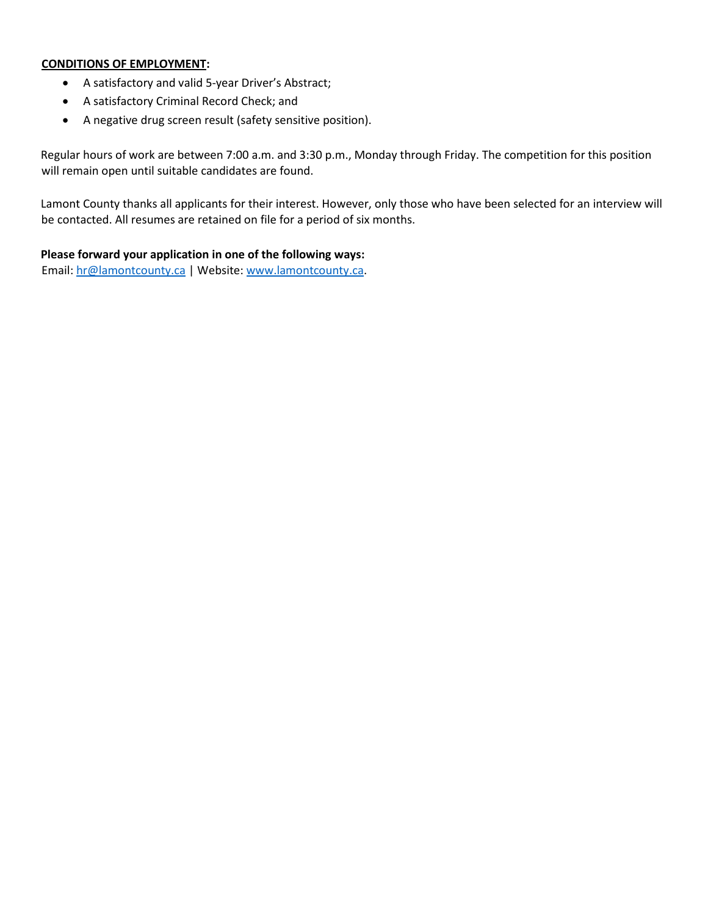**CONDITIONS OF EMPLOYMENT:**

- A satisfactory and valid 5-year Driver's Abstract;
- A satisfactory Criminal Record Check; and
- A negative drug screen result (safety sensitive position).

Regular hours of work are between 7:00 a.m. and 3:30 p.m., Monday through Friday. The competition for this position will remain open until suitable candidates are found.

Lamont County thanks all applicants for their interest. However, only those who have been selected for an interview will be contacted. All resumes are retained on file for a period of six months.

**Please forward your application in one of the following ways:**
Email: hr@lamontcounty.ca | Website: www.lamontcounty.ca.